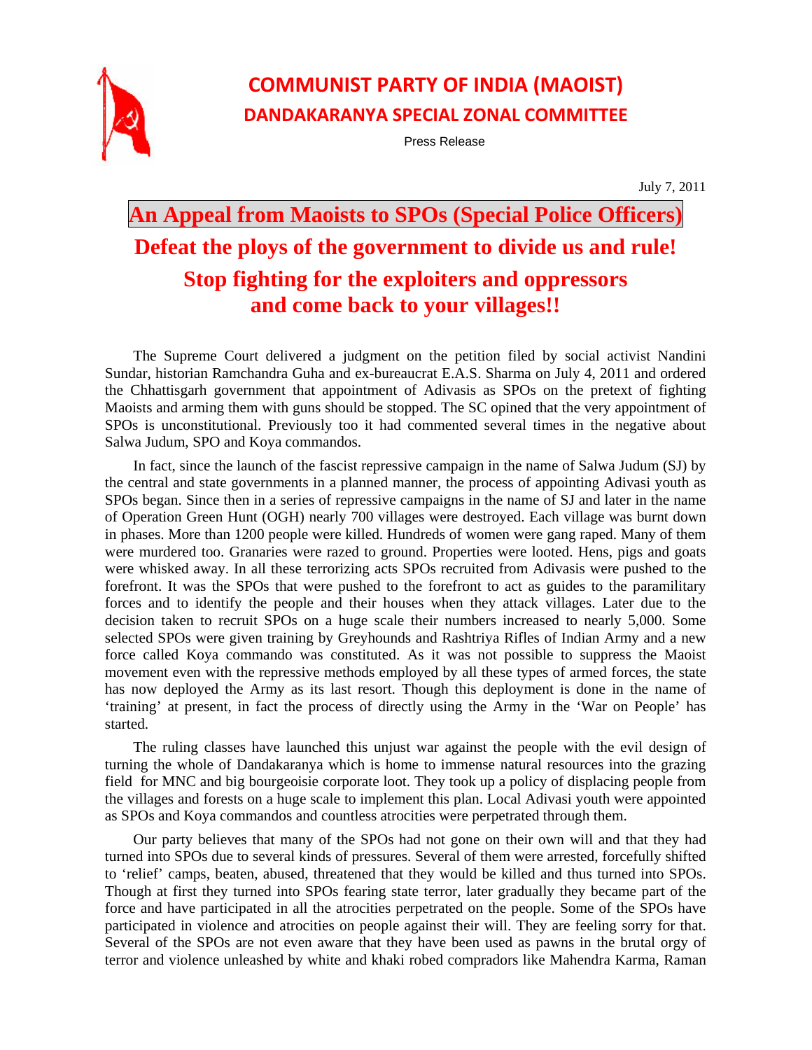# COMMUNIST PARTY OF INDIA (MAOIST)

## DANDAKARANYA SPECIAL ZONAL COMMITTEE

Press Release

July 7, 2011

# An Appeal from Maoists to SPOs (Special Police Officers)

## Defeat the ploys of the government to divide us and rule!

## Stop fighting for the exploiters and oppressors and come back to your villages!!

The Supreme Court delivered a judgment on the petition filed by social activist Nandini Sundar, historian Ramchandra Guha and ex-bureaucrat E.A.S. Sharma on July 4, 2011 and ordered the Chhattisgarh government that appointment of Adivasis as SPOs on the pretext of fighting Maoists and arming them with guns should be stopped. The SC opined that the very appointment of SPOs is unconstitutional. Previously too it had commented several times in the negative about Salwa Judum, SPO and Koya commandos.

In fact, since the launch of the fascist repressive campaign in the name of Salwa Judum (SJ) by the central and state governments in a planned manner, the process of appointing Adivasi youth as SPOs began. Since then in a series of repressive campaigns in the name of SJ and later in the name of Operation Green Hunt (OGH) nearly 700 villages were destroyed. Each village was burnt down in phases. More than 1200 people were killed. Hundreds of women were gang raped. Many of them were murdered too. Granaries were razed to ground. Properties were looted. Hens, pigs and goats were whisked away. In all these terrorizing acts SPOs recruited from Adivasis were pushed to the forefront. It was the SPOs that were pushed to the forefront to act as guides to the paramilitary forces and to identify the people and their houses when they attack villages. Later due to the decision taken to recruit SPOs on a huge scale their numbers increased to nearly 5,000. Some selected SPOs were given training by Greyhounds and Rashtriya Rifles of Indian Army and a new force called Koya commando was constituted. As it was not possible to suppress the Maoist movement even with the repressive methods employed by all these types of armed forces, the state has now deployed the Army as its last resort. Though this deployment is done in the name of 'training' at present, in fact the process of directly using the Army in the 'War on People' has started.

The ruling classes have launched this unjust war against the people with the evil design of turning the whole of Dandakaranya which is home to immense natural resources into the grazing field for MNC and big bourgeoisie corporate loot. They took up a policy of displacing people from the villages and forests on a huge scale to implement this plan. Local Adivasi youth were appointed as SPOs and Koya commandos and countless atrocities were perpetrated through them.

Our party believes that many of the SPOs had not gone on their own will and that they had turned into SPOs due to several kinds of pressures. Several of them were arrested, forcefully shifted to 'relief' camps, beaten, abused, threatened that they would be killed and thus turned into SPOs. Though at first they turned into SPOs fearing state terror, later gradually they became part of the force and have participated in all the atrocities perpetrated on the people. Some of the SPOs have participated in violence and atrocities on people against their will. They are feeling sorry for that. Several of the SPOs are not even aware that they have been used as pawns in the brutal orgy of terror and violence unleashed by white and khaki robed compradors like Mahendra Karma, Raman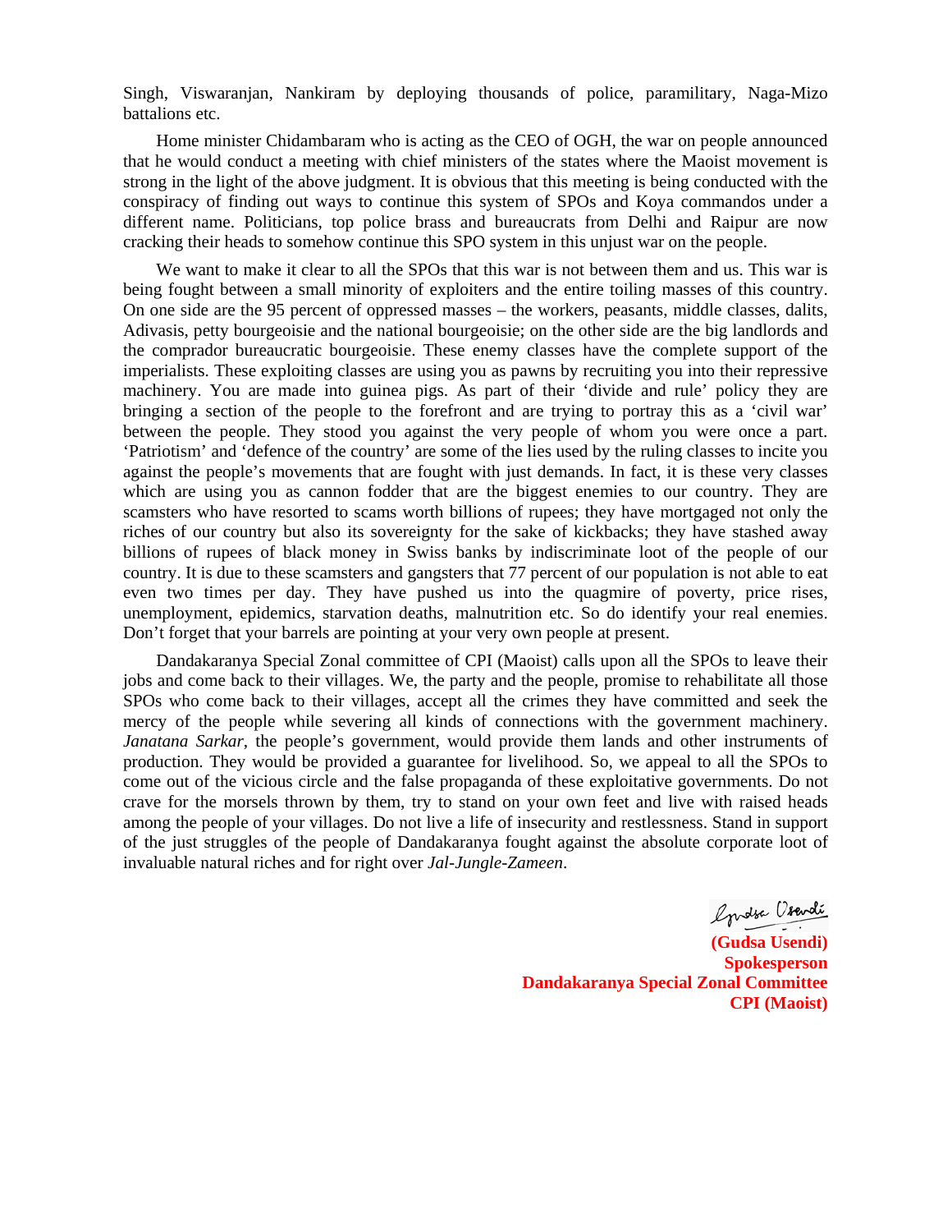Singh, Viswaranjan, Nankiram by deploying thousands of police, paramilitary, Naga-Mizo battalions etc.

Home minister Chidambaram who is acting as the CEO of OGH, the war on people announced that he would conduct a meeting with chief ministers of the states where the Maoist movement is strong in the light of the above judgment. It is obvious that this meeting is being conducted with the conspiracy of finding out ways to continue this system of SPOs and Koya commandos under a different name. Politicians, top police brass and bureaucrats from Delhi and Raipur are now cracking their heads to somehow continue this SPO system in this unjust war on the people.

We want to make it clear to all the SPOs that this war is not between them and us. This war is being fought between a small minority of exploiters and the entire toiling masses of this country. On one side are the 95 percent of oppressed masses – the workers, peasants, middle classes, dalits, Adivasis, petty bourgeoisie and the national bourgeoisie; on the other side are the big landlords and the comprador bureaucratic bourgeoisie. These enemy classes have the complete support of the imperialists. These exploiting classes are using you as pawns by recruiting you into their repressive machinery. You are made into guinea pigs. As part of their 'divide and rule' policy they are bringing a section of the people to the forefront and are trying to portray this as a 'civil war' between the people. They stood you against the very people of whom you were once a part. 'Patriotism' and 'defence of the country' are some of the lies used by the ruling classes to incite you against the people's movements that are fought with just demands. In fact, it is these very classes which are using you as cannon fodder that are the biggest enemies to our country. They are scamsters who have resorted to scams worth billions of rupees; they have mortgaged not only the riches of our country but also its sovereignty for the sake of kickbacks; they have stashed away billions of rupees of black money in Swiss banks by indiscriminate loot of the people of our country. It is due to these scamsters and gangsters that 77 percent of our population is not able to eat even two times per day. They have pushed us into the quagmire of poverty, price rises, unemployment, epidemics, starvation deaths, malnutrition etc. So do identify your real enemies. Don't forget that your barrels are pointing at your very own people at present.

Dandakaranya Special Zonal committee of CPI (Maoist) calls upon all the SPOs to leave their jobs and come back to their villages. We, the party and the people, promise to rehabilitate all those SPOs who come back to their villages, accept all the crimes they have committed and seek the mercy of the people while severing all kinds of connections with the government machinery. *Janatana Sarkar*, the people's government, would provide them lands and other instruments of production. They would be provided a guarantee for livelihood. So, we appeal to all the SPOs to come out of the vicious circle and the false propaganda of these exploitative governments. Do not crave for the morsels thrown by them, try to stand on your own feet and live with raised heads among the people of your villages. Do not live a life of insecurity and restlessness. Stand in support of the just struggles of the people of Dandakaranya fought against the absolute corporate loot of invaluable natural riches and for right over *Jal-Jungle-Zameen*.

**(Gudsa Usendi)**
**Spokesperson**
**Dandakaranya Special Zonal Committee**
**CPI (Maoist)**